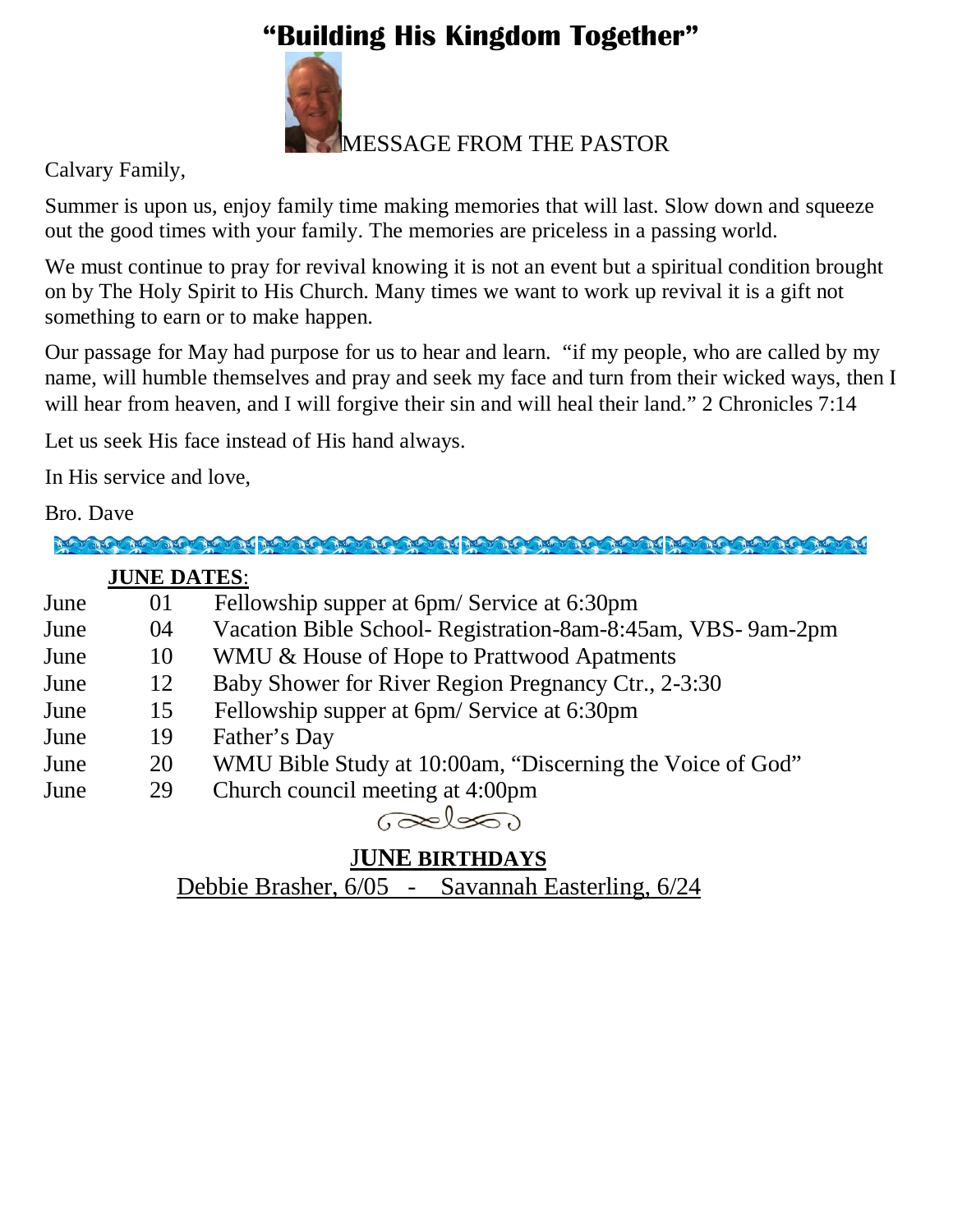# "Building His Kingdom Together"

## MESSAGE FROM THE PASTOR

Calvary Family,

Summer is upon us, enjoy family time making memories that will last. Slow down and squeeze out the good times with your family. The memories are priceless in a passing world.

We must continue to pray for revival knowing it is not an event but a spiritual condition brought on by The Holy Spirit to His Church. Many times we want to work up revival it is a gift not something to earn or to make happen.

Our passage for May had purpose for us to hear and learn. "if my people, who are called by my name, will humble themselves and pray and seek my face and turn from their wicked ways, then I will hear from heaven, and I will forgive their sin and will heal their land." 2 Chronicles 7:14

Let us seek His face instead of His hand always.

In His service and love,

Bro. Dave

**JUNE DATES**:

| | | |
|---|---|---|
| June | 01 | Fellowship supper at 6pm/ Service at 6:30pm |
| June | 04 | Vacation Bible School- Registration-8am-8:45am, VBS- 9am-2pm |
| June | 10 | WMU & House of Hope to Prattwood Apatments |
| June | 12 | Baby Shower for River Region Pregnancy Ctr., 2-3:30 |
| June | 15 | Fellowship supper at 6pm/ Service at 6:30pm |
| June | 19 | Father's Day |
| June | 20 | WMU Bible Study at 10:00am, "Discerning the Voice of God" |
| June | 29 | Church council meeting at 4:00pm |

**JUNE BIRTHDAYS**

Debbie Brasher, 6/05 - Savannah Easterling, 6/24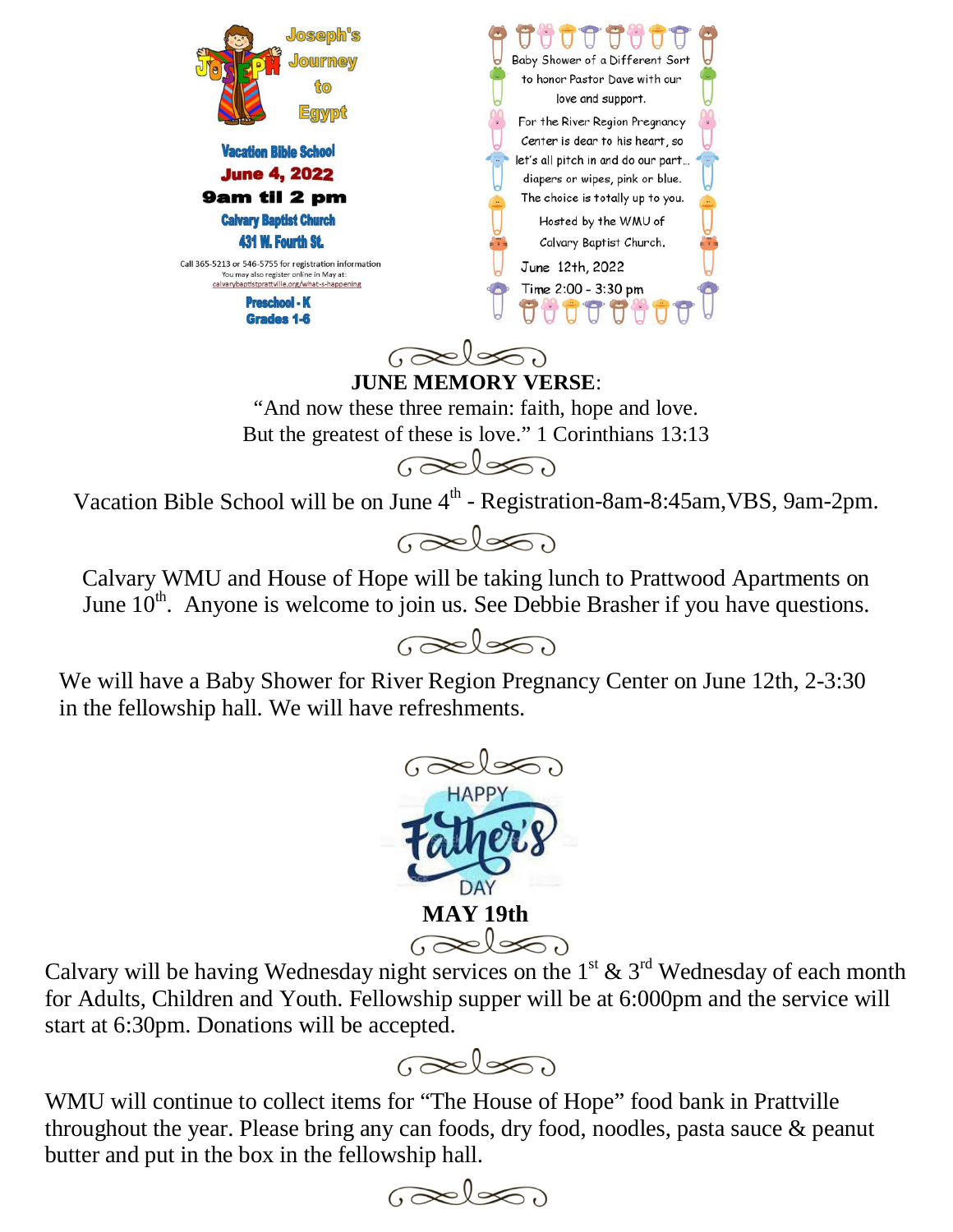Joseph's Journey to Egypt

Vacation Bible School

**June 4, 2022**

**9am til 2 pm**

Calvary Baptist Church

431 W. Fourth St.

Call 365-5213 or 546-5755 for registration information

You may also register online in May at: calvarybaptistprattville.org/what-s-happening

Preschool - K

Grades 1-6

Baby Shower of a Different Sort to honor Pastor Dave with our love and support.

For the River Region Pregnancy Center is dear to his heart, so let's all pitch in and do our part... diapers or wipes, pink or blue. The choice is totally up to you.

Hosted by the WMU of Calvary Baptist Church.

June 12th, 2022

Time 2:00 - 3:30 pm

**JUNE MEMORY VERSE**:

"And now these three remain: faith, hope and love. But the greatest of these is love." 1 Corinthians 13:13

Vacation Bible School will be on June 4th - Registration-8am-8:45am,VBS, 9am-2pm.

Calvary WMU and House of Hope will be taking lunch to Prattwood Apartments on June 10th. Anyone is welcome to join us. See Debbie Brasher if you have questions.

We will have a Baby Shower for River Region Pregnancy Center on June 12th, 2-3:30 in the fellowship hall. We will have refreshments.

HAPPY Father's DAY

**MAY 19th**

Calvary will be having Wednesday night services on the 1st & 3rd Wednesday of each month for Adults, Children and Youth. Fellowship supper will be at 6:000pm and the service will start at 6:30pm. Donations will be accepted.

WMU will continue to collect items for "The House of Hope" food bank in Prattville throughout the year. Please bring any can foods, dry food, noodles, pasta sauce & peanut butter and put in the box in the fellowship hall.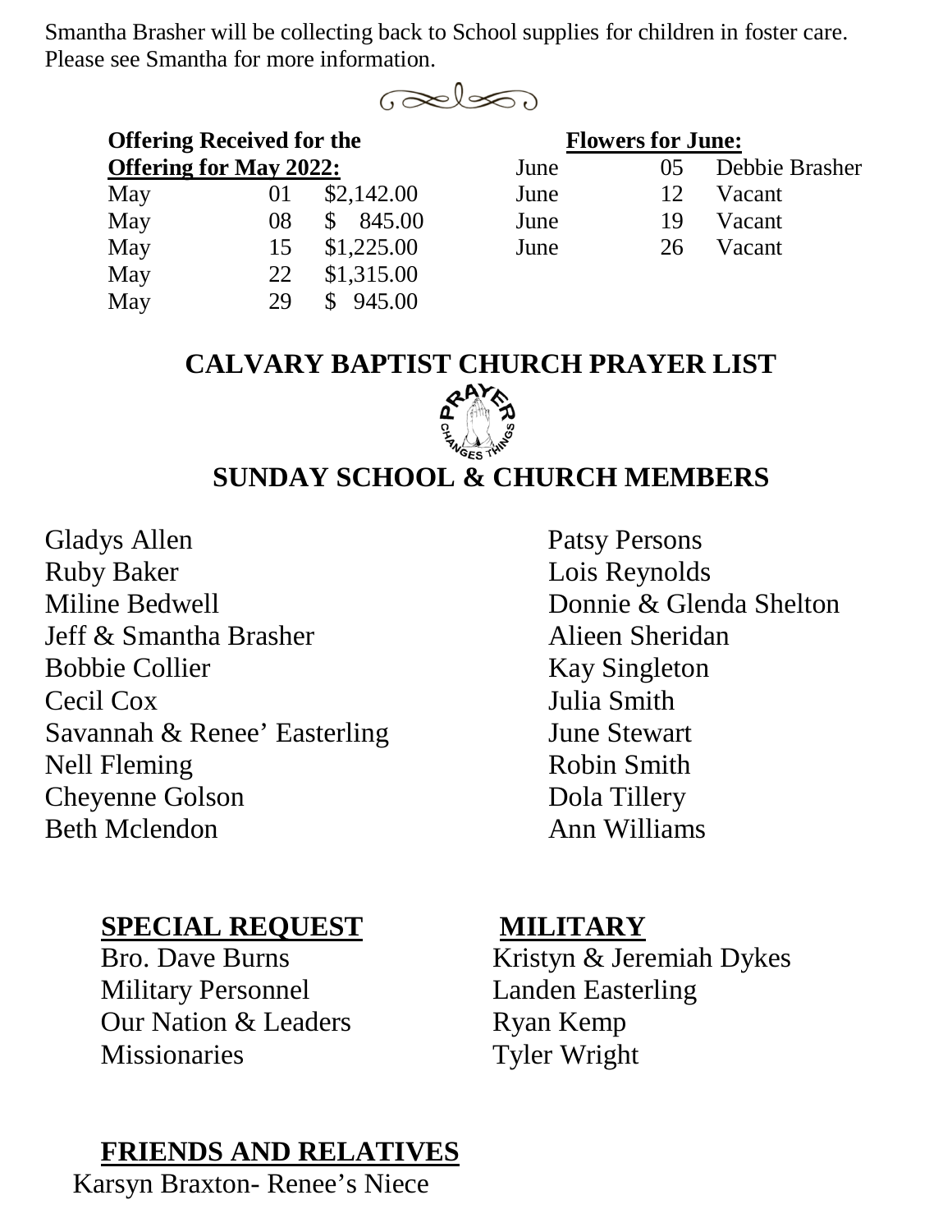Smantha Brasher will be collecting back to School supplies for children in foster care. Please see Smantha for more information.

**Offering Received for the**
**Offering for May 2022:**

| | | |
|---|---|---|
| May | 01 | $2,142.00 |
| May | 08 | $ 845.00 |
| May | 15 | $1,225.00 |
| May | 22 | $1,315.00 |
| May | 29 | $ 945.00 |

**Flowers for June:**

| | | |
|---|---|---|
| June | 05 | Debbie Brasher |
| June | 12 | Vacant |
| June | 19 | Vacant |
| June | 26 | Vacant |

# CALVARY BAPTIST CHURCH PRAYER LIST

PRAYER CHANGES THINGS

## SUNDAY SCHOOL & CHURCH MEMBERS

Gladys Allen
Ruby Baker
Miline Bedwell
Jeff & Smantha Brasher
Bobbie Collier
Cecil Cox
Savannah & Renee' Easterling
Nell Fleming
Cheyenne Golson
Beth Mclendon
Patsy Persons
Lois Reynolds
Donnie & Glenda Shelton
Alieen Sheridan
Kay Singleton
Julia Smith
June Stewart
Robin Smith
Dola Tillery
Ann Williams

## SPECIAL REQUEST

Bro. Dave Burns
Military Personnel
Our Nation & Leaders
Missionaries

## MILITARY

Kristyn & Jeremiah Dykes
Landen Easterling
Ryan Kemp
Tyler Wright

## FRIENDS AND RELATIVES

Karsyn Braxton- Renee's Niece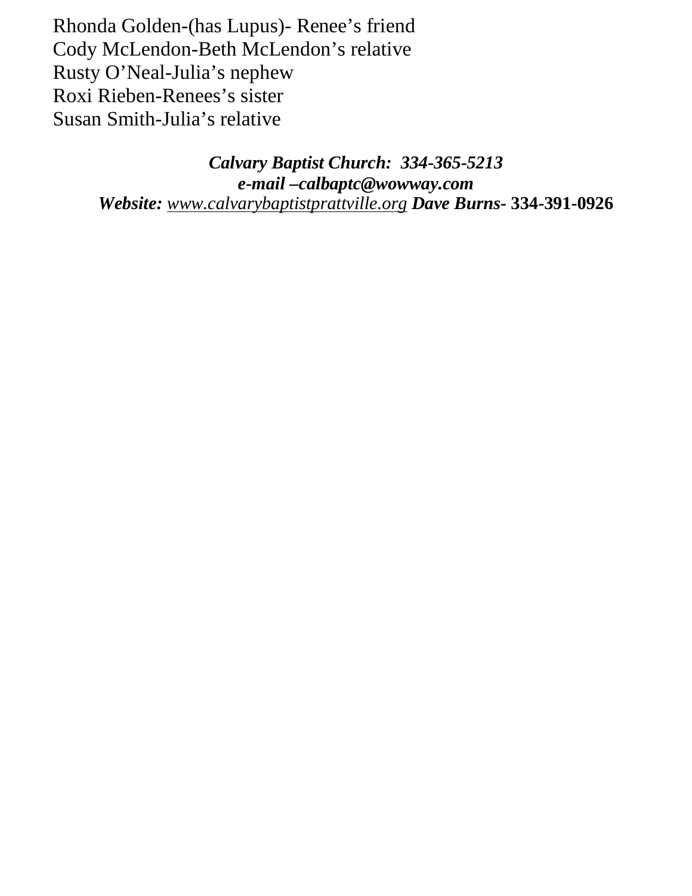Rhonda Golden-(has Lupus)- Renee's friend
Cody McLendon-Beth McLendon's relative
Rusty O'Neal-Julia's nephew
Roxi Rieben-Renees's sister
Susan Smith-Julia's relative

***Calvary Baptist Church: 334-365-5213***
***e-mail –calbaptc@wowway.com***
***Website:*** *www.calvarybaptistprattville.org* ***Dave Burns*- 334-391-0926**